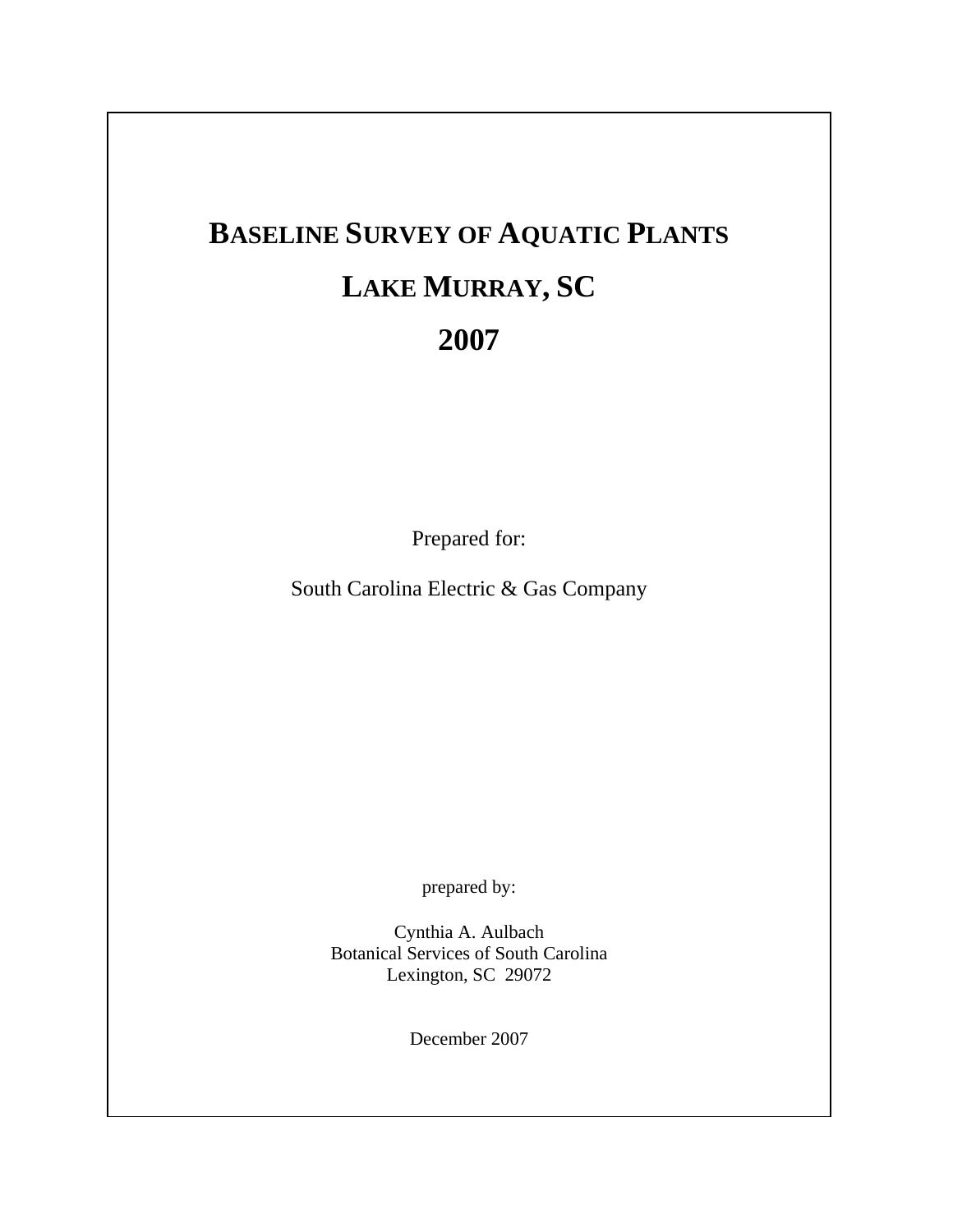# BASELINE SURVEY OF AQUATIC PLANTS

# LAKE MURRAY, SC

# 2007

Prepared for:

South Carolina Electric & Gas Company

prepared by:

Cynthia A. Aulbach
Botanical Services of South Carolina
Lexington, SC 29072

December 2007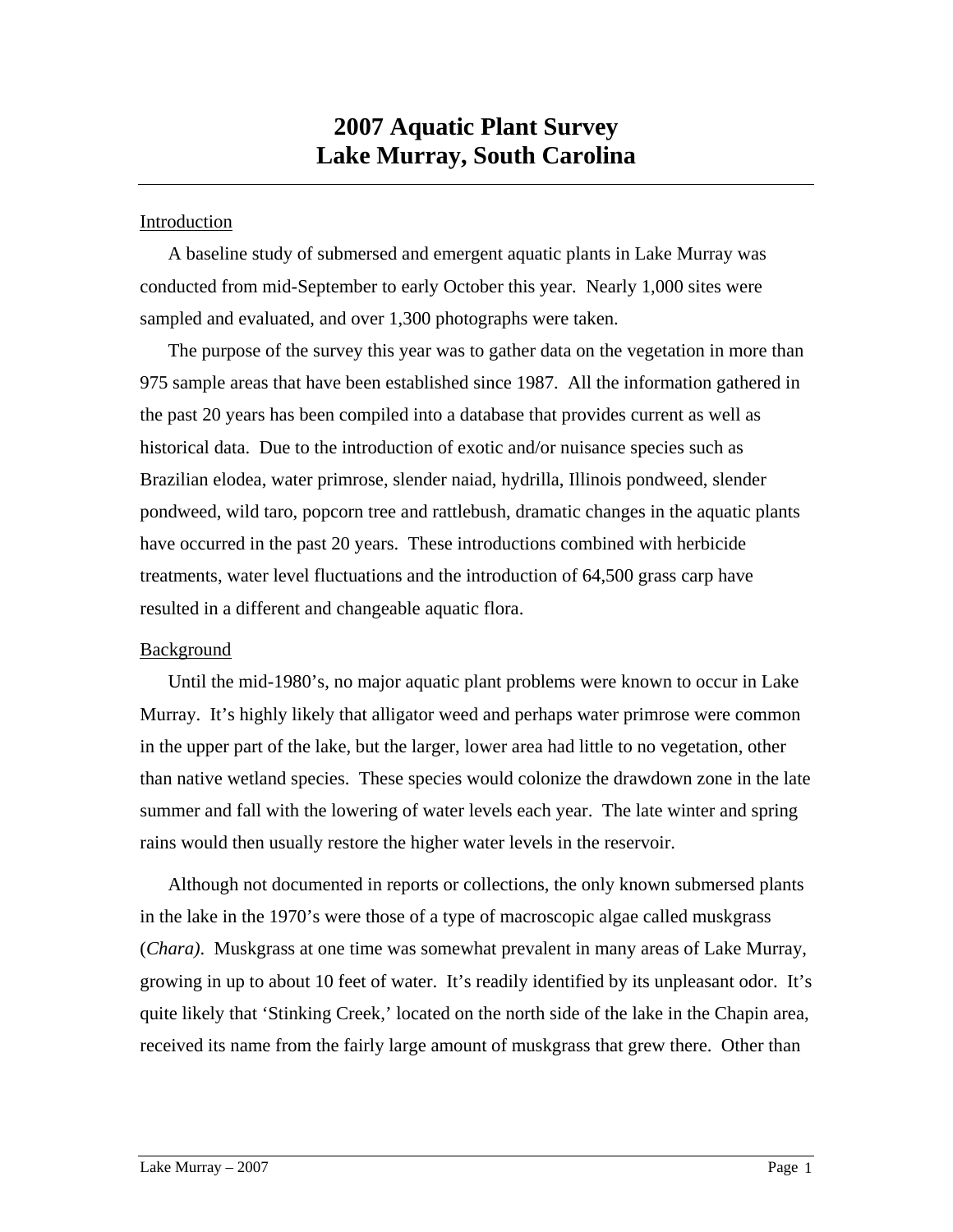# 2007 Aquatic Plant Survey
# Lake Murray, South Carolina

Introduction

A baseline study of submersed and emergent aquatic plants in Lake Murray was conducted from mid-September to early October this year. Nearly 1,000 sites were sampled and evaluated, and over 1,300 photographs were taken.

The purpose of the survey this year was to gather data on the vegetation in more than 975 sample areas that have been established since 1987. All the information gathered in the past 20 years has been compiled into a database that provides current as well as historical data. Due to the introduction of exotic and/or nuisance species such as Brazilian elodea, water primrose, slender naiad, hydrilla, Illinois pondweed, slender pondweed, wild taro, popcorn tree and rattlebush, dramatic changes in the aquatic plants have occurred in the past 20 years. These introductions combined with herbicide treatments, water level fluctuations and the introduction of 64,500 grass carp have resulted in a different and changeable aquatic flora.

Background

Until the mid-1980's, no major aquatic plant problems were known to occur in Lake Murray. It's highly likely that alligator weed and perhaps water primrose were common in the upper part of the lake, but the larger, lower area had little to no vegetation, other than native wetland species. These species would colonize the drawdown zone in the late summer and fall with the lowering of water levels each year. The late winter and spring rains would then usually restore the higher water levels in the reservoir.

Although not documented in reports or collections, the only known submersed plants in the lake in the 1970's were those of a type of macroscopic algae called muskgrass (*Chara)*. Muskgrass at one time was somewhat prevalent in many areas of Lake Murray, growing in up to about 10 feet of water. It's readily identified by its unpleasant odor. It's quite likely that 'Stinking Creek,' located on the north side of the lake in the Chapin area, received its name from the fairly large amount of muskgrass that grew there. Other than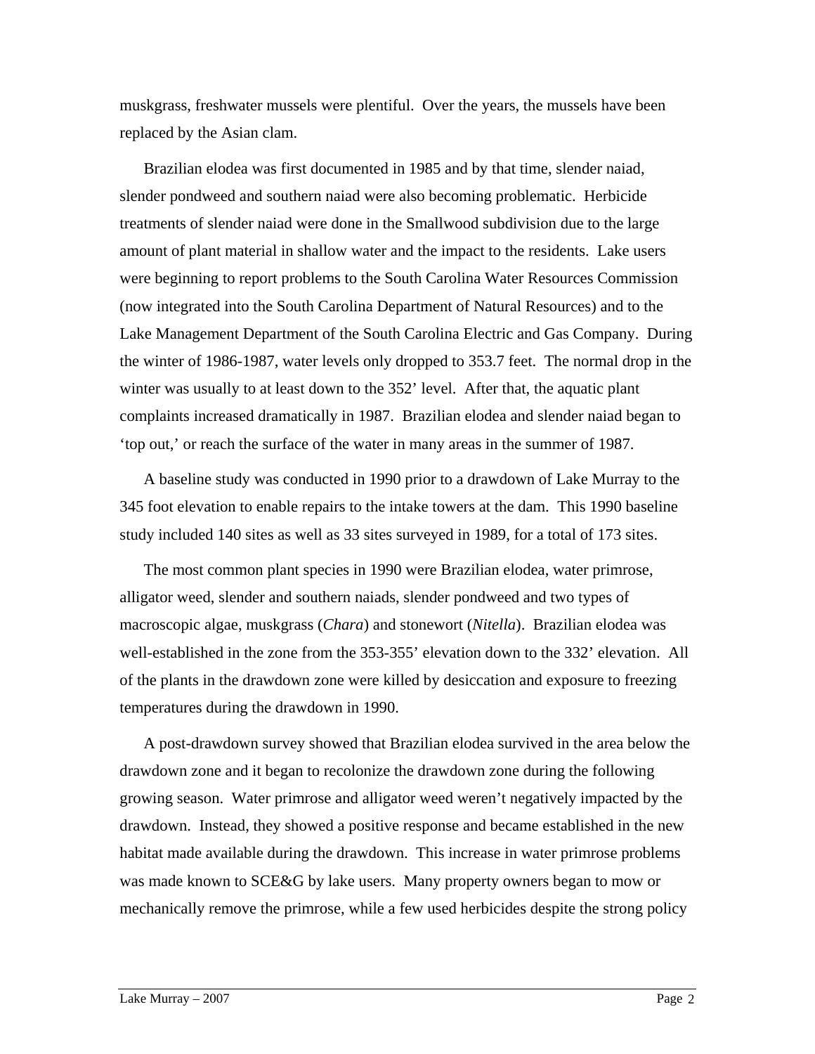muskgrass, freshwater mussels were plentiful. Over the years, the mussels have been replaced by the Asian clam.

Brazilian elodea was first documented in 1985 and by that time, slender naiad, slender pondweed and southern naiad were also becoming problematic. Herbicide treatments of slender naiad were done in the Smallwood subdivision due to the large amount of plant material in shallow water and the impact to the residents. Lake users were beginning to report problems to the South Carolina Water Resources Commission (now integrated into the South Carolina Department of Natural Resources) and to the Lake Management Department of the South Carolina Electric and Gas Company. During the winter of 1986-1987, water levels only dropped to 353.7 feet. The normal drop in the winter was usually to at least down to the 352' level. After that, the aquatic plant complaints increased dramatically in 1987. Brazilian elodea and slender naiad began to 'top out,' or reach the surface of the water in many areas in the summer of 1987.

A baseline study was conducted in 1990 prior to a drawdown of Lake Murray to the 345 foot elevation to enable repairs to the intake towers at the dam. This 1990 baseline study included 140 sites as well as 33 sites surveyed in 1989, for a total of 173 sites.

The most common plant species in 1990 were Brazilian elodea, water primrose, alligator weed, slender and southern naiads, slender pondweed and two types of macroscopic algae, muskgrass (*Chara*) and stonewort (*Nitella*). Brazilian elodea was well-established in the zone from the 353-355' elevation down to the 332' elevation. All of the plants in the drawdown zone were killed by desiccation and exposure to freezing temperatures during the drawdown in 1990.

A post-drawdown survey showed that Brazilian elodea survived in the area below the drawdown zone and it began to recolonize the drawdown zone during the following growing season. Water primrose and alligator weed weren't negatively impacted by the drawdown. Instead, they showed a positive response and became established in the new habitat made available during the drawdown. This increase in water primrose problems was made known to SCE&G by lake users. Many property owners began to mow or mechanically remove the primrose, while a few used herbicides despite the strong policy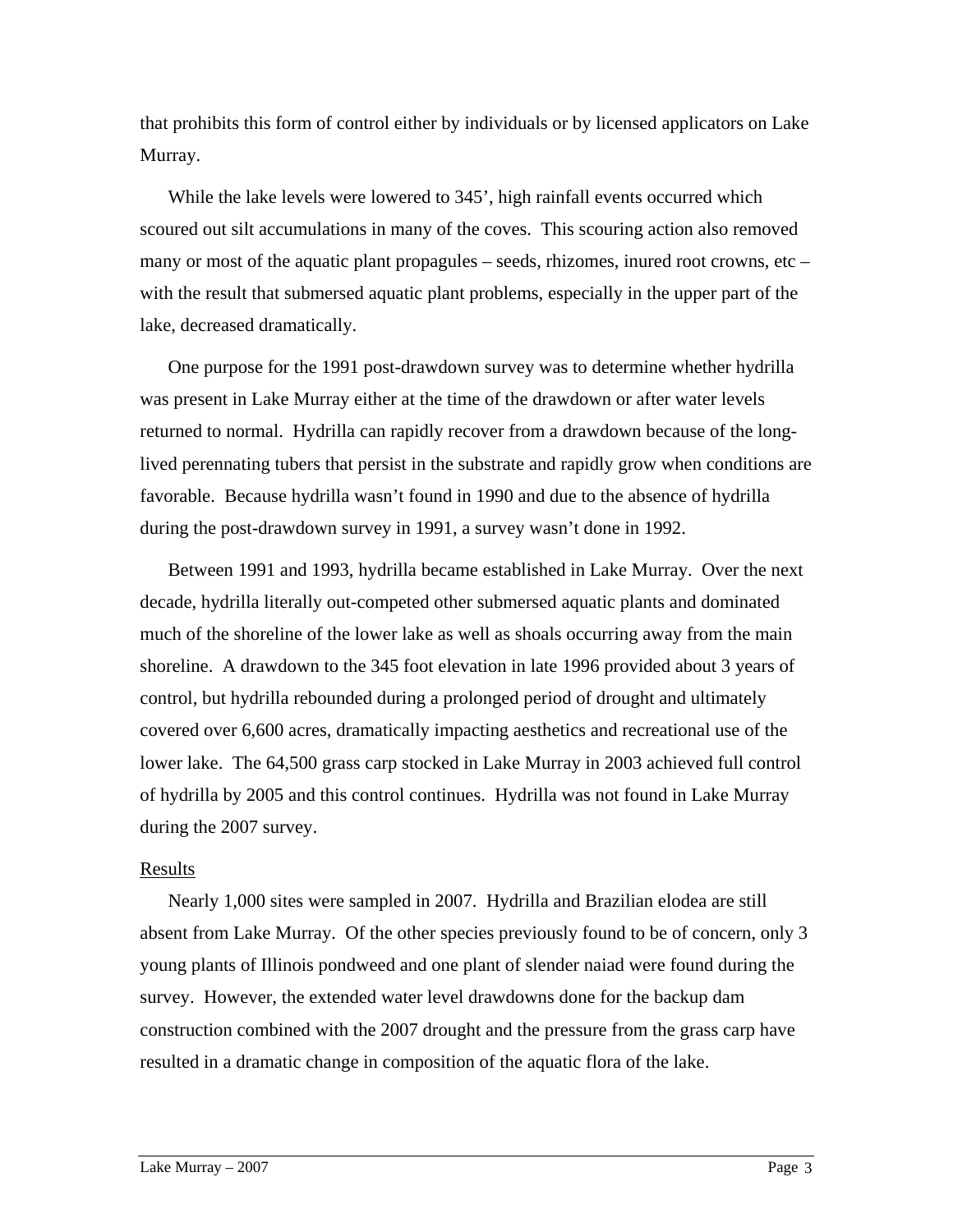that prohibits this form of control either by individuals or by licensed applicators on Lake Murray.

While the lake levels were lowered to 345’, high rainfall events occurred which scoured out silt accumulations in many of the coves. This scouring action also removed many or most of the aquatic plant propagules – seeds, rhizomes, inured root crowns, etc – with the result that submersed aquatic plant problems, especially in the upper part of the lake, decreased dramatically.

One purpose for the 1991 post-drawdown survey was to determine whether hydrilla was present in Lake Murray either at the time of the drawdown or after water levels returned to normal. Hydrilla can rapidly recover from a drawdown because of the long-lived perennating tubers that persist in the substrate and rapidly grow when conditions are favorable. Because hydrilla wasn’t found in 1990 and due to the absence of hydrilla during the post-drawdown survey in 1991, a survey wasn’t done in 1992.

Between 1991 and 1993, hydrilla became established in Lake Murray. Over the next decade, hydrilla literally out-competed other submersed aquatic plants and dominated much of the shoreline of the lower lake as well as shoals occurring away from the main shoreline. A drawdown to the 345 foot elevation in late 1996 provided about 3 years of control, but hydrilla rebounded during a prolonged period of drought and ultimately covered over 6,600 acres, dramatically impacting aesthetics and recreational use of the lower lake. The 64,500 grass carp stocked in Lake Murray in 2003 achieved full control of hydrilla by 2005 and this control continues. Hydrilla was not found in Lake Murray during the 2007 survey.

<u>Results</u>

Nearly 1,000 sites were sampled in 2007. Hydrilla and Brazilian elodea are still absent from Lake Murray. Of the other species previously found to be of concern, only 3 young plants of Illinois pondweed and one plant of slender naiad were found during the survey. However, the extended water level drawdowns done for the backup dam construction combined with the 2007 drought and the pressure from the grass carp have resulted in a dramatic change in composition of the aquatic flora of the lake.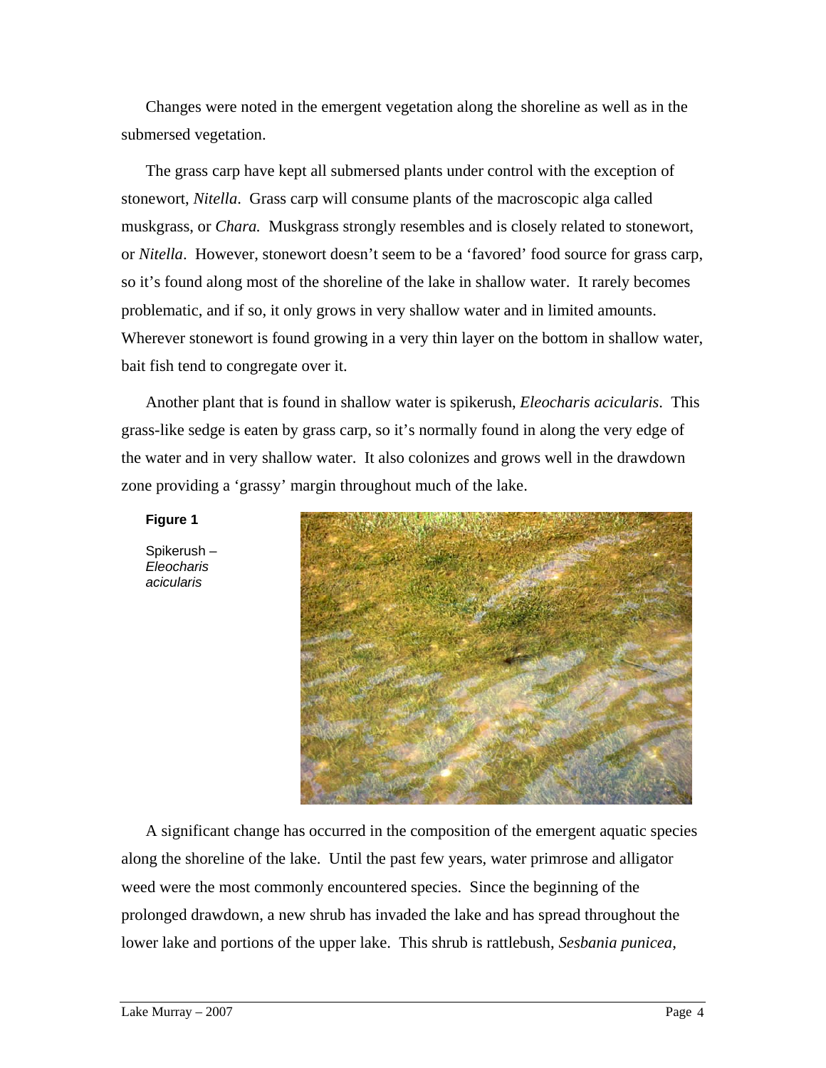Changes were noted in the emergent vegetation along the shoreline as well as in the submersed vegetation.

The grass carp have kept all submersed plants under control with the exception of stonewort, *Nitella*. Grass carp will consume plants of the macroscopic alga called muskgrass, or *Chara.* Muskgrass strongly resembles and is closely related to stonewort, or *Nitella*. However, stonewort doesn't seem to be a 'favored' food source for grass carp, so it's found along most of the shoreline of the lake in shallow water. It rarely becomes problematic, and if so, it only grows in very shallow water and in limited amounts. Wherever stonewort is found growing in a very thin layer on the bottom in shallow water, bait fish tend to congregate over it.

Another plant that is found in shallow water is spikerush, *Eleocharis acicularis*. This grass-like sedge is eaten by grass carp, so it's normally found in along the very edge of the water and in very shallow water. It also colonizes and grows well in the drawdown zone providing a 'grassy' margin throughout much of the lake.

**Figure 1**

Spikerush – *Eleocharis acicularis*

A significant change has occurred in the composition of the emergent aquatic species along the shoreline of the lake. Until the past few years, water primrose and alligator weed were the most commonly encountered species. Since the beginning of the prolonged drawdown, a new shrub has invaded the lake and has spread throughout the lower lake and portions of the upper lake. This shrub is rattlebush, *Sesbania punicea*,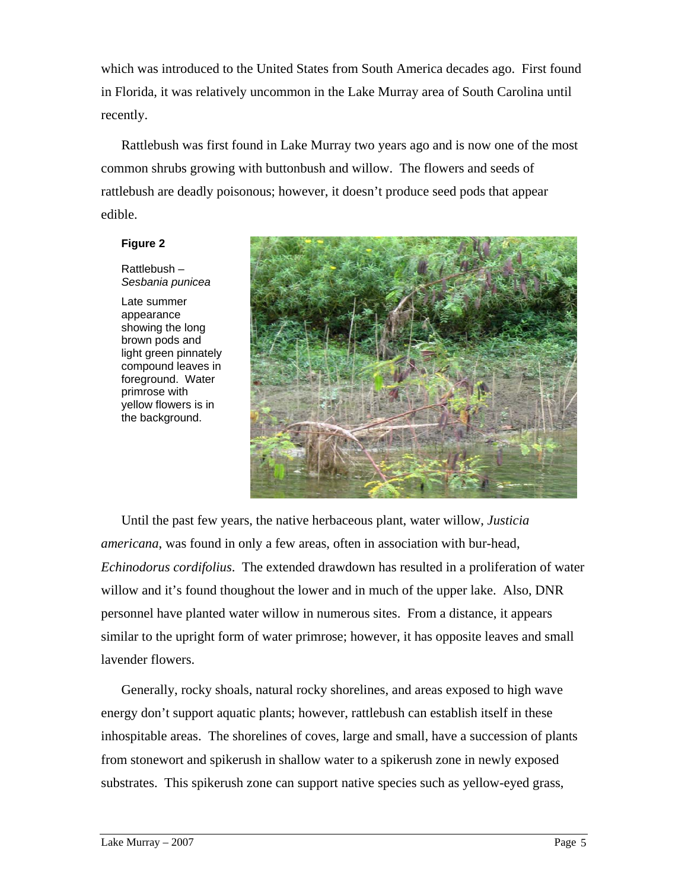which was introduced to the United States from South America decades ago. First found in Florida, it was relatively uncommon in the Lake Murray area of South Carolina until recently.

Rattlebush was first found in Lake Murray two years ago and is now one of the most common shrubs growing with buttonbush and willow. The flowers and seeds of rattlebush are deadly poisonous; however, it doesn't produce seed pods that appear edible.

**Figure 2**

Rattlebush – *Sesbania punicea*

Late summer appearance showing the long brown pods and light green pinnately compound leaves in foreground. Water primrose with yellow flowers is in the background.

Until the past few years, the native herbaceous plant, water willow, *Justicia americana*, was found in only a few areas, often in association with bur-head, *Echinodorus cordifolius*. The extended drawdown has resulted in a proliferation of water willow and it's found thoughout the lower and in much of the upper lake. Also, DNR personnel have planted water willow in numerous sites. From a distance, it appears similar to the upright form of water primrose; however, it has opposite leaves and small lavender flowers.

Generally, rocky shoals, natural rocky shorelines, and areas exposed to high wave energy don't support aquatic plants; however, rattlebush can establish itself in these inhospitable areas. The shorelines of coves, large and small, have a succession of plants from stonewort and spikerush in shallow water to a spikerush zone in newly exposed substrates. This spikerush zone can support native species such as yellow-eyed grass,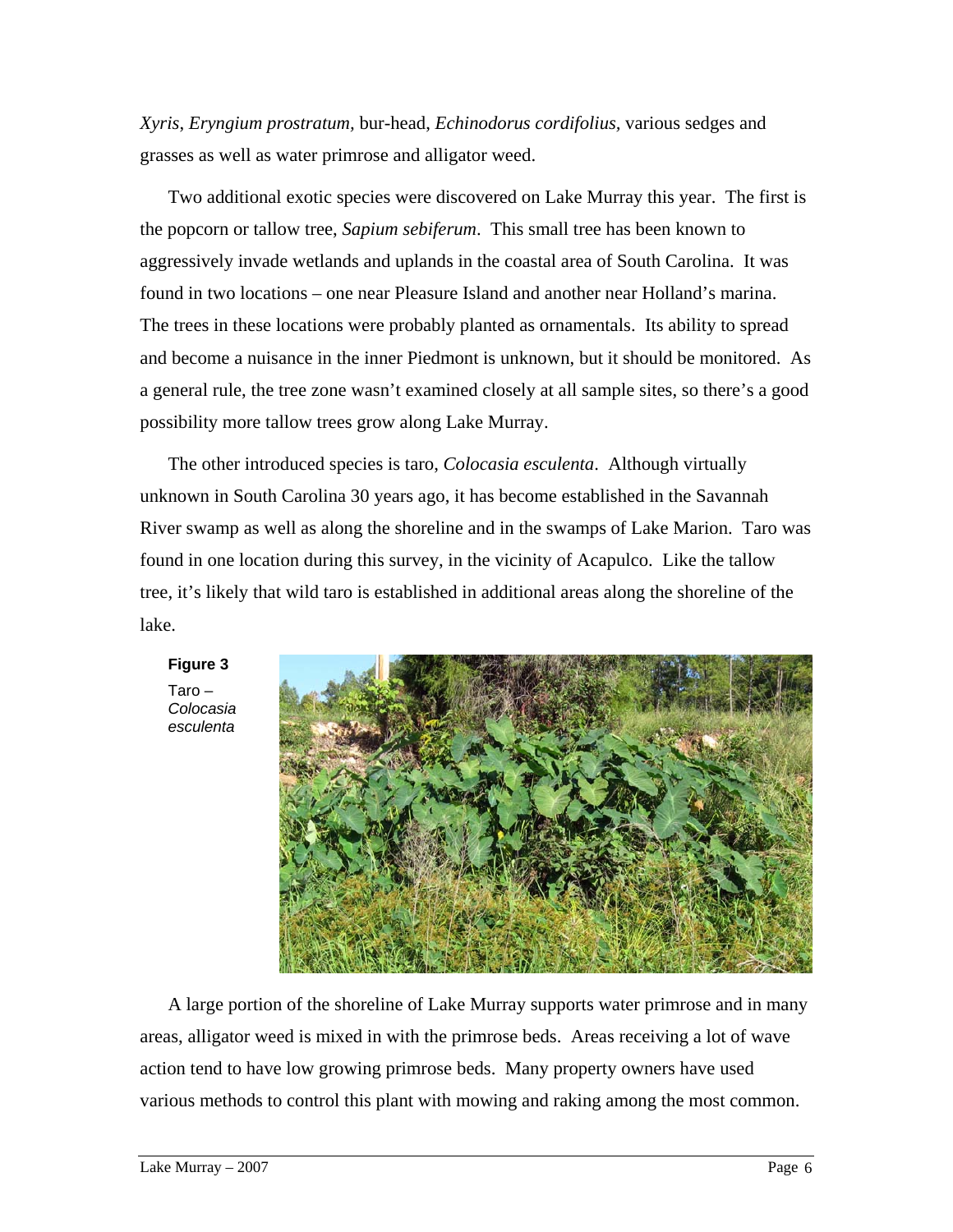*Xyris*, *Eryngium prostratum*, bur-head, *Echinodorus cordifolius*, various sedges and grasses as well as water primrose and alligator weed.

Two additional exotic species were discovered on Lake Murray this year. The first is the popcorn or tallow tree, *Sapium sebiferum*. This small tree has been known to aggressively invade wetlands and uplands in the coastal area of South Carolina. It was found in two locations – one near Pleasure Island and another near Holland's marina. The trees in these locations were probably planted as ornamentals. Its ability to spread and become a nuisance in the inner Piedmont is unknown, but it should be monitored. As a general rule, the tree zone wasn't examined closely at all sample sites, so there's a good possibility more tallow trees grow along Lake Murray.

The other introduced species is taro, *Colocasia esculenta*. Although virtually unknown in South Carolina 30 years ago, it has become established in the Savannah River swamp as well as along the shoreline and in the swamps of Lake Marion. Taro was found in one location during this survey, in the vicinity of Acapulco. Like the tallow tree, it's likely that wild taro is established in additional areas along the shoreline of the lake.

**Figure 3**
Taro – *Colocasia esculenta*

A large portion of the shoreline of Lake Murray supports water primrose and in many areas, alligator weed is mixed in with the primrose beds. Areas receiving a lot of wave action tend to have low growing primrose beds. Many property owners have used various methods to control this plant with mowing and raking among the most common.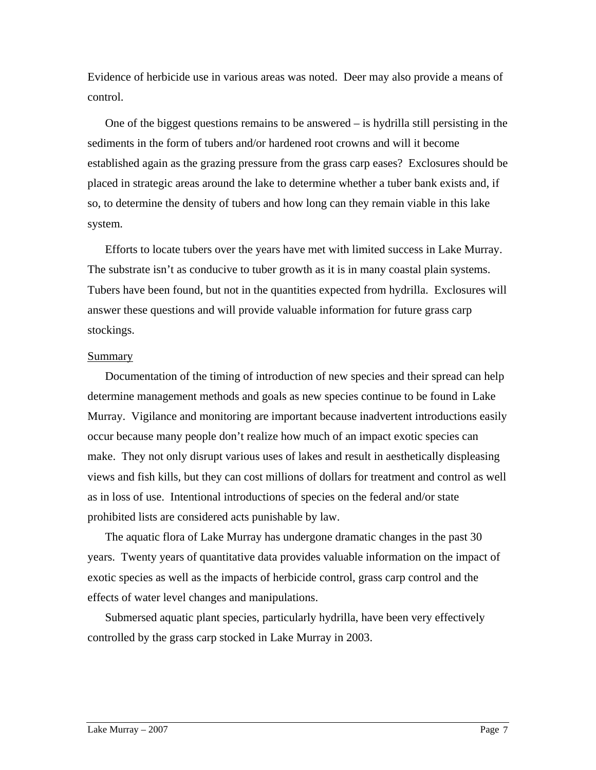Evidence of herbicide use in various areas was noted. Deer may also provide a means of control.

One of the biggest questions remains to be answered – is hydrilla still persisting in the sediments in the form of tubers and/or hardened root crowns and will it become established again as the grazing pressure from the grass carp eases? Exclosures should be placed in strategic areas around the lake to determine whether a tuber bank exists and, if so, to determine the density of tubers and how long can they remain viable in this lake system.

Efforts to locate tubers over the years have met with limited success in Lake Murray. The substrate isn't as conducive to tuber growth as it is in many coastal plain systems. Tubers have been found, but not in the quantities expected from hydrilla. Exclosures will answer these questions and will provide valuable information for future grass carp stockings.

## Summary

Documentation of the timing of introduction of new species and their spread can help determine management methods and goals as new species continue to be found in Lake Murray. Vigilance and monitoring are important because inadvertent introductions easily occur because many people don't realize how much of an impact exotic species can make. They not only disrupt various uses of lakes and result in aesthetically displeasing views and fish kills, but they can cost millions of dollars for treatment and control as well as in loss of use. Intentional introductions of species on the federal and/or state prohibited lists are considered acts punishable by law.

The aquatic flora of Lake Murray has undergone dramatic changes in the past 30 years. Twenty years of quantitative data provides valuable information on the impact of exotic species as well as the impacts of herbicide control, grass carp control and the effects of water level changes and manipulations.

Submersed aquatic plant species, particularly hydrilla, have been very effectively controlled by the grass carp stocked in Lake Murray in 2003.